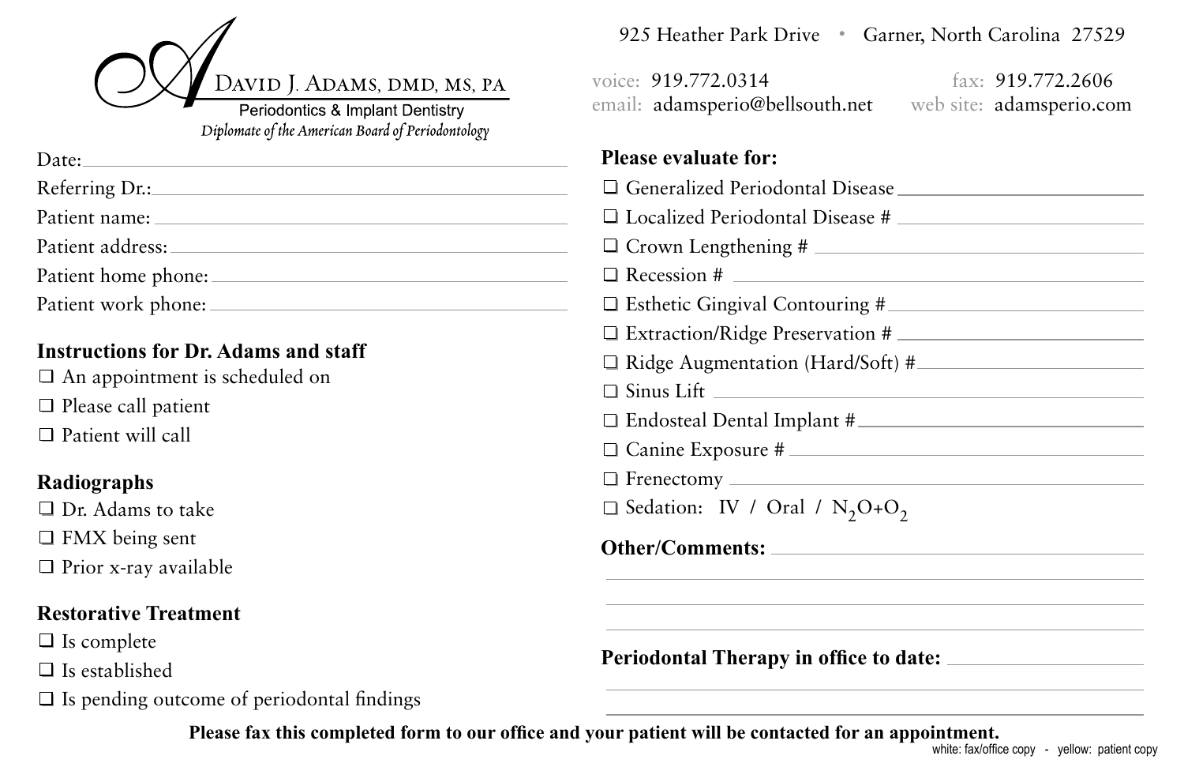# David J. Adams, DMD, MS, PA

Periodontics & Implant Dentistry

*Diplomate of the American Board of Periodontology*

925 Heather Park Drive • Garner, North Carolina 27529

voice: 919.772.0314 fax: 919.772.2606

email: adamsperio@bellsouth.net web site: adamsperio.com

Date: ______________________________

Referring Dr.: ______________________________

Patient name: ______________________________

Patient address: ______________________________

Patient home phone: ______________________________

Patient work phone: ______________________________

**Instructions for Dr. Adams and staff**

- ☐ An appointment is scheduled on
- ☐ Please call patient
- ☐ Patient will call

**Radiographs**

- ☐ Dr. Adams to take
- ☐ FMX being sent
- ☐ Prior x-ray available

**Restorative Treatment**

- ☐ Is complete
- ☐ Is established
- ☐ Is pending outcome of periodontal findings

**Please evaluate for:**

- ☐ Generalized Periodontal Disease ______________________________
- ☐ Localized Periodontal Disease # ______________________________
- ☐ Crown Lengthening # ______________________________
- ☐ Recession # ______________________________
- ☐ Esthetic Gingival Contouring # ______________________________
- ☐ Extraction/Ridge Preservation # ______________________________
- ☐ Ridge Augmentation (Hard/Soft) # ______________________________
- ☐ Sinus Lift ______________________________
- ☐ Endosteal Dental Implant # ______________________________
- ☐ Canine Exposure # ______________________________
- ☐ Frenectomy ______________________________
- ☐ Sedation: IV / Oral / $N_2O+O_2$

**Other/Comments:** ______________________________

______________________________

______________________________

______________________________

**Periodontal Therapy in office to date:** ______________________________

______________________________

______________________________

**Please fax this completed form to our office and your patient will be contacted for an appointment.**

white: fax/office copy - yellow: patient copy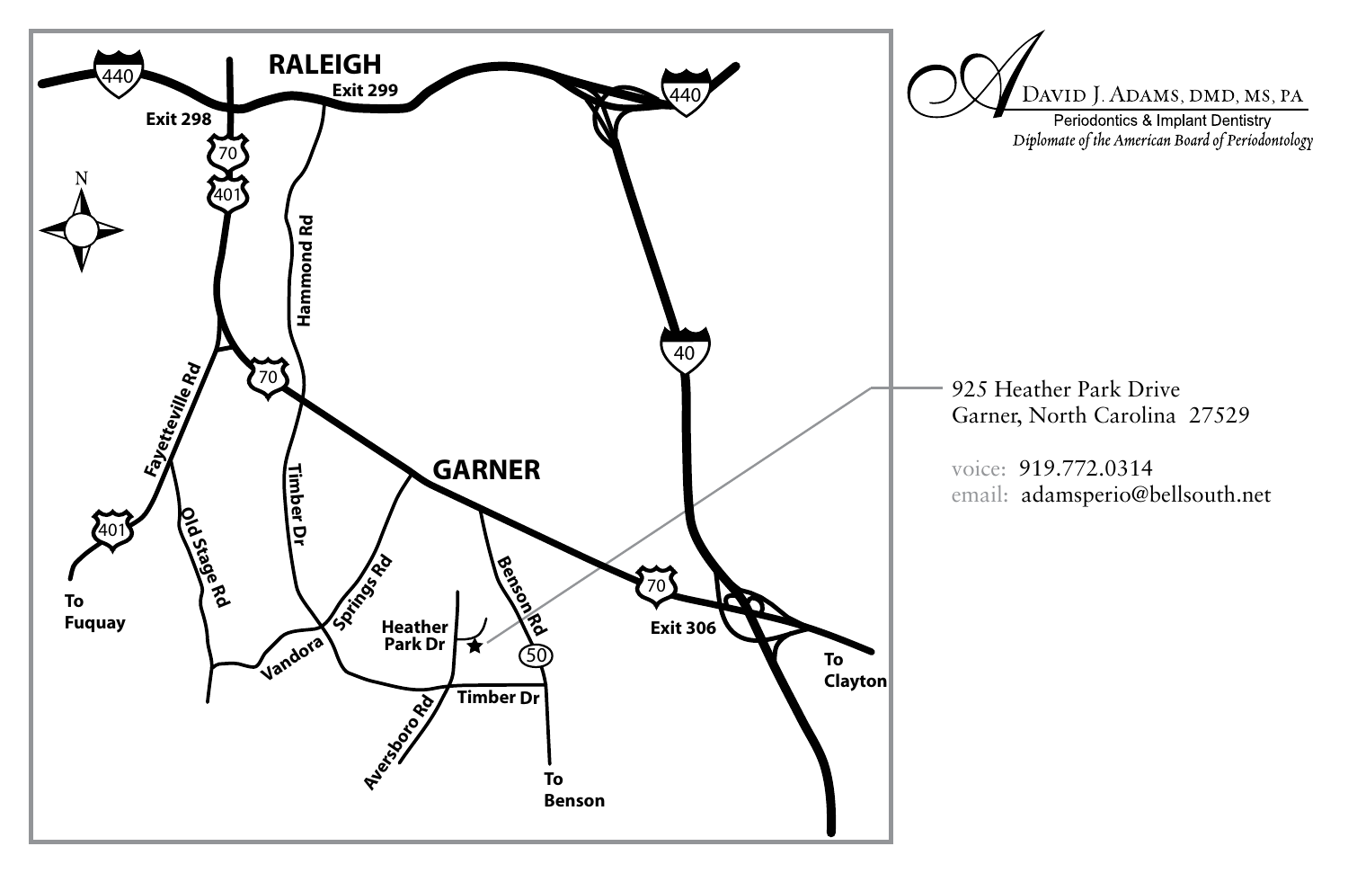DAVID J. ADAMS, DMD, MS, PA

Periodontics & Implant Dentistry

*Diplomate of the American Board of Periodontology*

RALEIGH

440

Exit 299

Exit 298

70

401

440

Hammond Rd

40

70

Fayetteville Rd

GARNER

Timber Dr

401

Old Stage Rd

Springs Rd

Benson Rd

70

To Fuquay

Heather Park Dr

Vandora

50

Exit 306

To Clayton

Timber Dr

Aversboro Rd

To Benson

925 Heather Park Drive
Garner, North Carolina 27529

voice: 919.772.0314
email: adamsperio@bellsouth.net